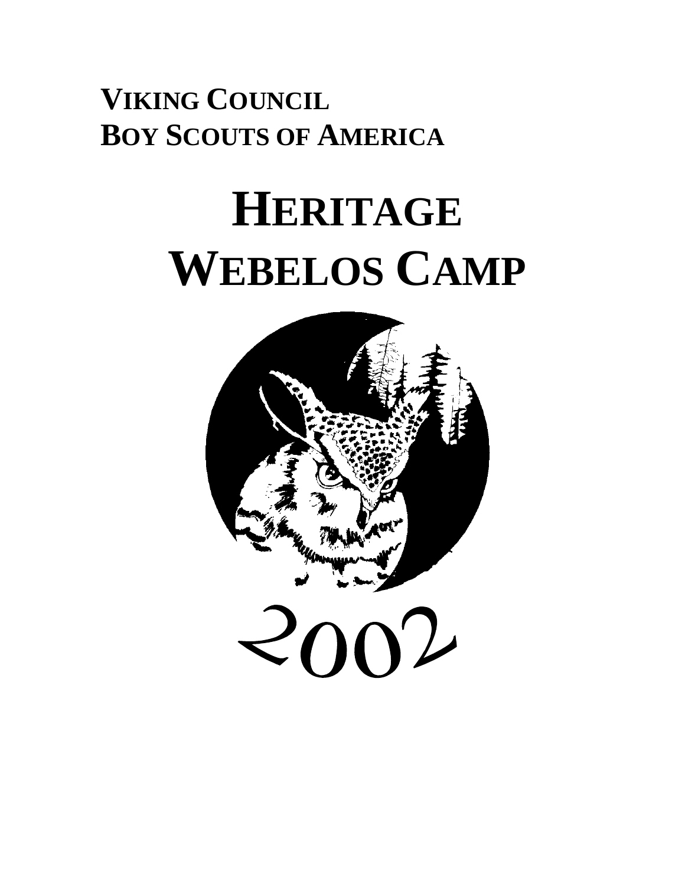**VIKING COUNCIL**
**BOY SCOUTS OF AMERICA**

# HERITAGE WEBELOS CAMP

2002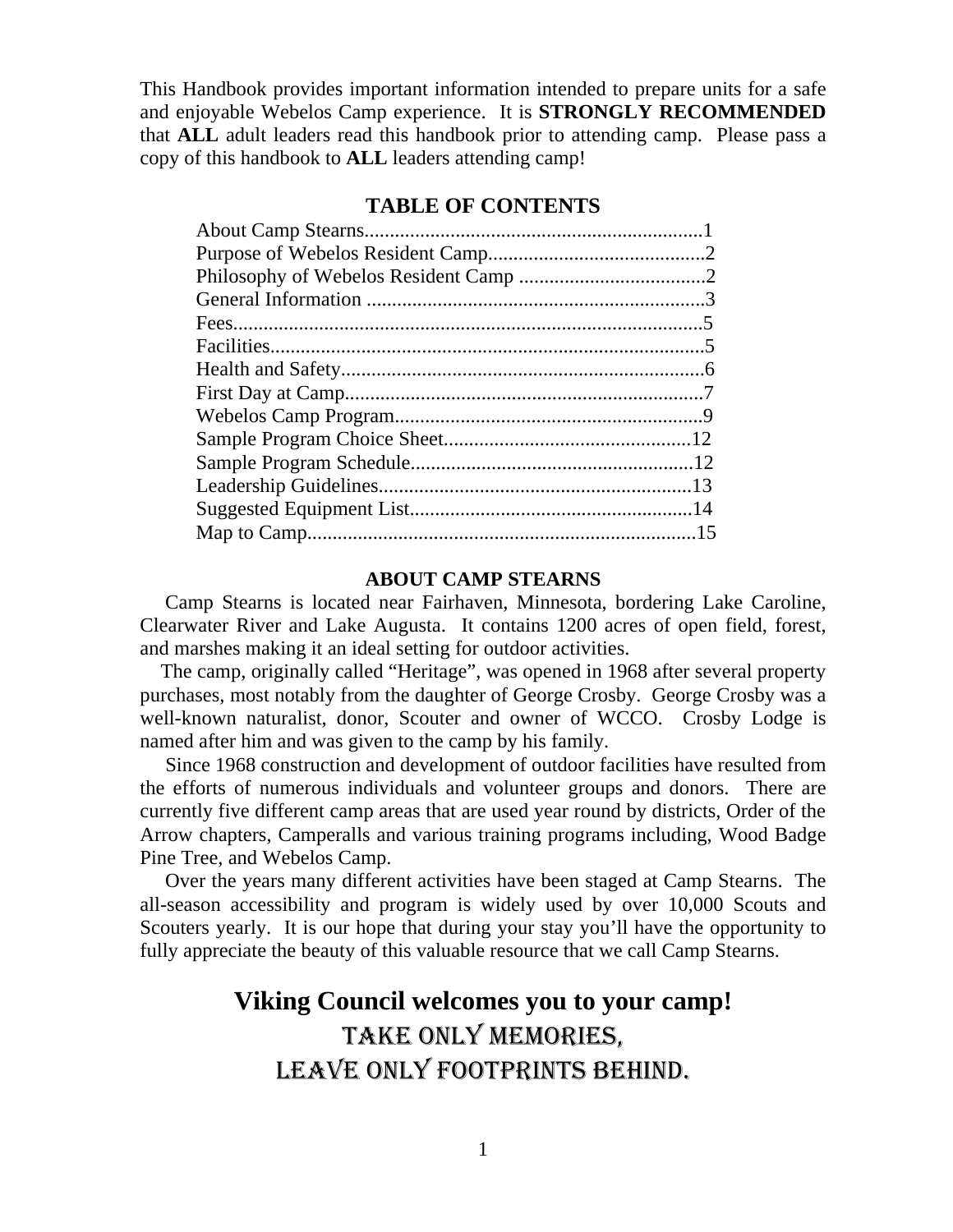This Handbook provides important information intended to prepare units for a safe and enjoyable Webelos Camp experience. It is **STRONGLY RECOMMENDED** that **ALL** adult leaders read this handbook prior to attending camp. Please pass a copy of this handbook to **ALL** leaders attending camp!

## TABLE OF CONTENTS

About Camp Stearns..................................................................1
Purpose of Webelos Resident Camp...........................................2
Philosophy of Webelos Resident Camp .....................................2
General Information ..................................................................3
Fees............................................................................................5
Facilities.....................................................................................5
Health and Safety.......................................................................6
First Day at Camp.......................................................................7
Webelos Camp Program.............................................................9
Sample Program Choice Sheet.................................................12
Sample Program Schedule........................................................12
Leadership Guidelines..............................................................13
Suggested Equipment List........................................................14
Map to Camp.............................................................................15

## ABOUT CAMP STEARNS

Camp Stearns is located near Fairhaven, Minnesota, bordering Lake Caroline, Clearwater River and Lake Augusta. It contains 1200 acres of open field, forest, and marshes making it an ideal setting for outdoor activities.

The camp, originally called "Heritage", was opened in 1968 after several property purchases, most notably from the daughter of George Crosby. George Crosby was a well-known naturalist, donor, Scouter and owner of WCCO. Crosby Lodge is named after him and was given to the camp by his family.

Since 1968 construction and development of outdoor facilities have resulted from the efforts of numerous individuals and volunteer groups and donors. There are currently five different camp areas that are used year round by districts, Order of the Arrow chapters, Camperalls and various training programs including, Wood Badge Pine Tree, and Webelos Camp.

Over the years many different activities have been staged at Camp Stearns. The all-season accessibility and program is widely used by over 10,000 Scouts and Scouters yearly. It is our hope that during your stay you'll have the opportunity to fully appreciate the beauty of this valuable resource that we call Camp Stearns.

**Viking Council welcomes you to your camp!**

**TAKE ONLY MEMORIES,**

**LEAVE ONLY FOOTPRINTS BEHIND.**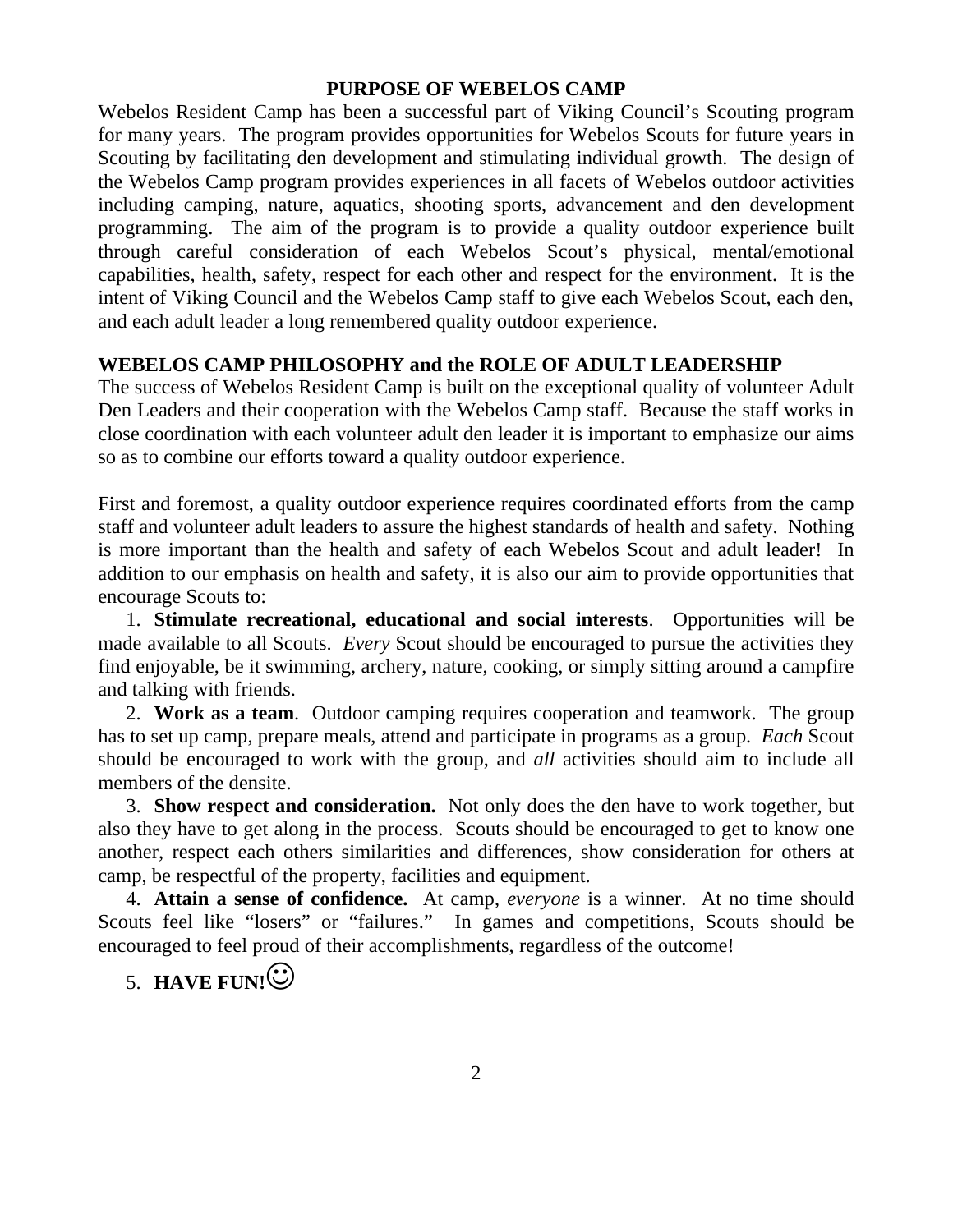## PURPOSE OF WEBELOS CAMP

Webelos Resident Camp has been a successful part of Viking Council's Scouting program for many years. The program provides opportunities for Webelos Scouts for future years in Scouting by facilitating den development and stimulating individual growth. The design of the Webelos Camp program provides experiences in all facets of Webelos outdoor activities including camping, nature, aquatics, shooting sports, advancement and den development programming. The aim of the program is to provide a quality outdoor experience built through careful consideration of each Webelos Scout's physical, mental/emotional capabilities, health, safety, respect for each other and respect for the environment. It is the intent of Viking Council and the Webelos Camp staff to give each Webelos Scout, each den, and each adult leader a long remembered quality outdoor experience.

## WEBELOS CAMP PHILOSOPHY and the ROLE OF ADULT LEADERSHIP

The success of Webelos Resident Camp is built on the exceptional quality of volunteer Adult Den Leaders and their cooperation with the Webelos Camp staff. Because the staff works in close coordination with each volunteer adult den leader it is important to emphasize our aims so as to combine our efforts toward a quality outdoor experience.

First and foremost, a quality outdoor experience requires coordinated efforts from the camp staff and volunteer adult leaders to assure the highest standards of health and safety. Nothing is more important than the health and safety of each Webelos Scout and adult leader! In addition to our emphasis on health and safety, it is also our aim to provide opportunities that encourage Scouts to:

1. **Stimulate recreational, educational and social interests**. Opportunities will be made available to all Scouts. *Every* Scout should be encouraged to pursue the activities they find enjoyable, be it swimming, archery, nature, cooking, or simply sitting around a campfire and talking with friends.
2. **Work as a team**. Outdoor camping requires cooperation and teamwork. The group has to set up camp, prepare meals, attend and participate in programs as a group. *Each* Scout should be encouraged to work with the group, and *all* activities should aim to include all members of the densite.
3. **Show respect and consideration.** Not only does the den have to work together, but also they have to get along in the process. Scouts should be encouraged to get to know one another, respect each others similarities and differences, show consideration for others at camp, be respectful of the property, facilities and equipment.
4. **Attain a sense of confidence.** At camp, *everyone* is a winner. At no time should Scouts feel like "losers" or "failures." In games and competitions, Scouts should be encouraged to feel proud of their accomplishments, regardless of the outcome!
5. **HAVE FUN!**☺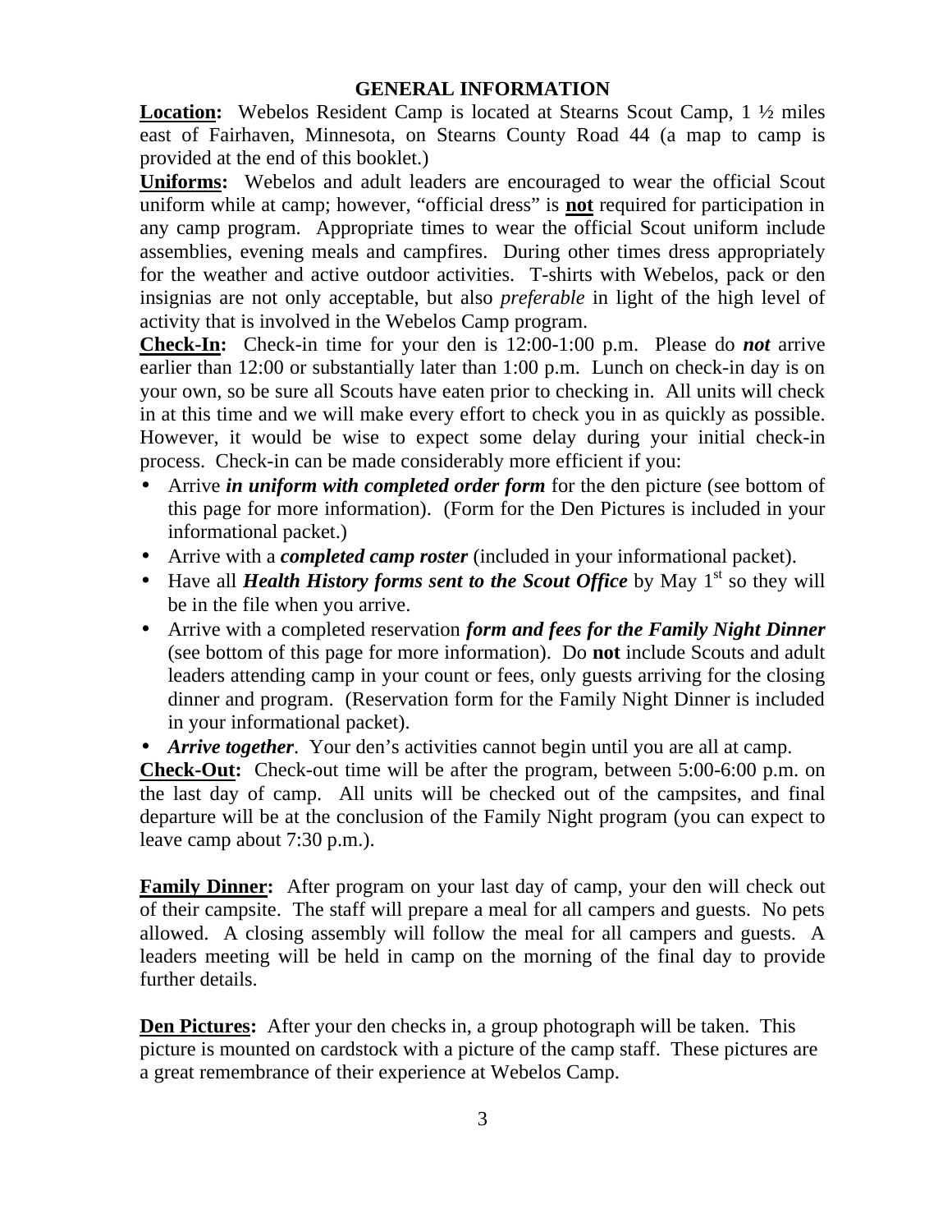## GENERAL INFORMATION

**Location:** Webelos Resident Camp is located at Stearns Scout Camp, 1 ½ miles east of Fairhaven, Minnesota, on Stearns County Road 44 (a map to camp is provided at the end of this booklet.)

**Uniforms:** Webelos and adult leaders are encouraged to wear the official Scout uniform while at camp; however, "official dress" is **not** required for participation in any camp program. Appropriate times to wear the official Scout uniform include assemblies, evening meals and campfires. During other times dress appropriately for the weather and active outdoor activities. T-shirts with Webelos, pack or den insignias are not only acceptable, but also *preferable* in light of the high level of activity that is involved in the Webelos Camp program.

**Check-In:** Check-in time for your den is 12:00-1:00 p.m. Please do ***not*** arrive earlier than 12:00 or substantially later than 1:00 p.m. Lunch on check-in day is on your own, so be sure all Scouts have eaten prior to checking in. All units will check in at this time and we will make every effort to check you in as quickly as possible. However, it would be wise to expect some delay during your initial check-in process. Check-in can be made considerably more efficient if you:

- Arrive ***in uniform with completed order form*** for the den picture (see bottom of this page for more information). (Form for the Den Pictures is included in your informational packet.)
- Arrive with a ***completed camp roster*** (included in your informational packet).
- Have all ***Health History forms sent to the Scout Office*** by May 1st so they will be in the file when you arrive.
- Arrive with a completed reservation ***form and fees for the Family Night Dinner*** (see bottom of this page for more information). Do **not** include Scouts and adult leaders attending camp in your count or fees, only guests arriving for the closing dinner and program. (Reservation form for the Family Night Dinner is included in your informational packet).
- ***Arrive together***. Your den's activities cannot begin until you are all at camp.

**Check-Out:** Check-out time will be after the program, between 5:00-6:00 p.m. on the last day of camp. All units will be checked out of the campsites, and final departure will be at the conclusion of the Family Night program (you can expect to leave camp about 7:30 p.m.).

**Family Dinner:** After program on your last day of camp, your den will check out of their campsite. The staff will prepare a meal for all campers and guests. No pets allowed. A closing assembly will follow the meal for all campers and guests. A leaders meeting will be held in camp on the morning of the final day to provide further details.

**Den Pictures:** After your den checks in, a group photograph will be taken. This picture is mounted on cardstock with a picture of the camp staff. These pictures are a great remembrance of their experience at Webelos Camp.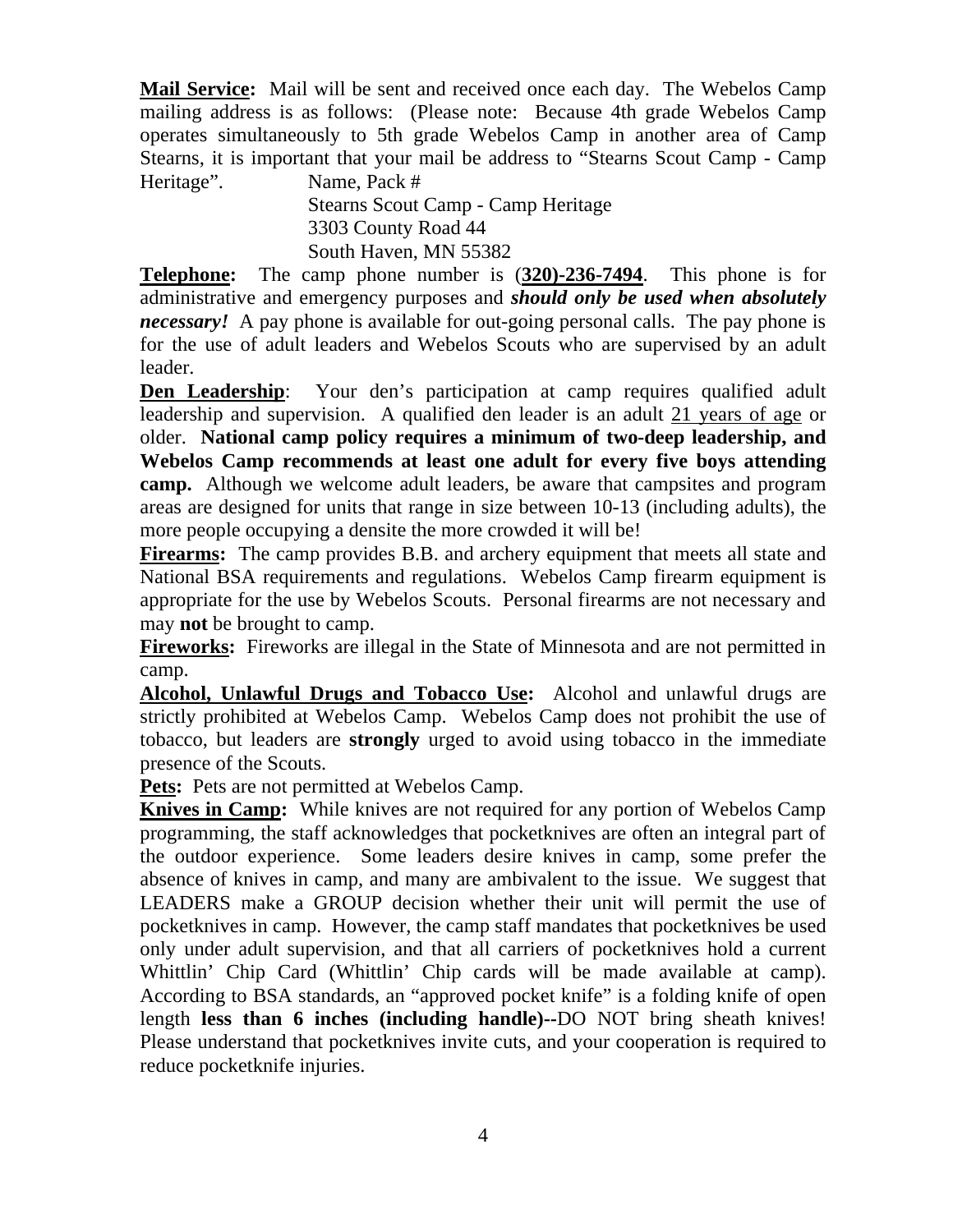**Mail Service:** Mail will be sent and received once each day. The Webelos Camp mailing address is as follows: (Please note: Because 4th grade Webelos Camp operates simultaneously to 5th grade Webelos Camp in another area of Camp Stearns, it is important that your mail be address to "Stearns Scout Camp - Camp Heritage".

Name, Pack #
Stearns Scout Camp - Camp Heritage
3303 County Road 44
South Haven, MN 55382

**Telephone:** The camp phone number is (**320)-236-7494**. This phone is for administrative and emergency purposes and ***should only be used when absolutely necessary!*** A pay phone is available for out-going personal calls. The pay phone is for the use of adult leaders and Webelos Scouts who are supervised by an adult leader.

**Den Leadership**: Your den's participation at camp requires qualified adult leadership and supervision. A qualified den leader is an adult 21 years of age or older. **National camp policy requires a minimum of two-deep leadership, and Webelos Camp recommends at least one adult for every five boys attending camp.** Although we welcome adult leaders, be aware that campsites and program areas are designed for units that range in size between 10-13 (including adults), the more people occupying a densite the more crowded it will be!

**Firearms:** The camp provides B.B. and archery equipment that meets all state and National BSA requirements and regulations. Webelos Camp firearm equipment is appropriate for the use by Webelos Scouts. Personal firearms are not necessary and may **not** be brought to camp.

**Fireworks:** Fireworks are illegal in the State of Minnesota and are not permitted in camp.

**Alcohol, Unlawful Drugs and Tobacco Use:** Alcohol and unlawful drugs are strictly prohibited at Webelos Camp. Webelos Camp does not prohibit the use of tobacco, but leaders are **strongly** urged to avoid using tobacco in the immediate presence of the Scouts.

**Pets:** Pets are not permitted at Webelos Camp.

**Knives in Camp:** While knives are not required for any portion of Webelos Camp programming, the staff acknowledges that pocketknives are often an integral part of the outdoor experience. Some leaders desire knives in camp, some prefer the absence of knives in camp, and many are ambivalent to the issue. We suggest that LEADERS make a GROUP decision whether their unit will permit the use of pocketknives in camp. However, the camp staff mandates that pocketknives be used only under adult supervision, and that all carriers of pocketknives hold a current Whittlin' Chip Card (Whittlin' Chip cards will be made available at camp). According to BSA standards, an "approved pocket knife" is a folding knife of open length **less than 6 inches (including handle)**--DO NOT bring sheath knives! Please understand that pocketknives invite cuts, and your cooperation is required to reduce pocketknife injuries.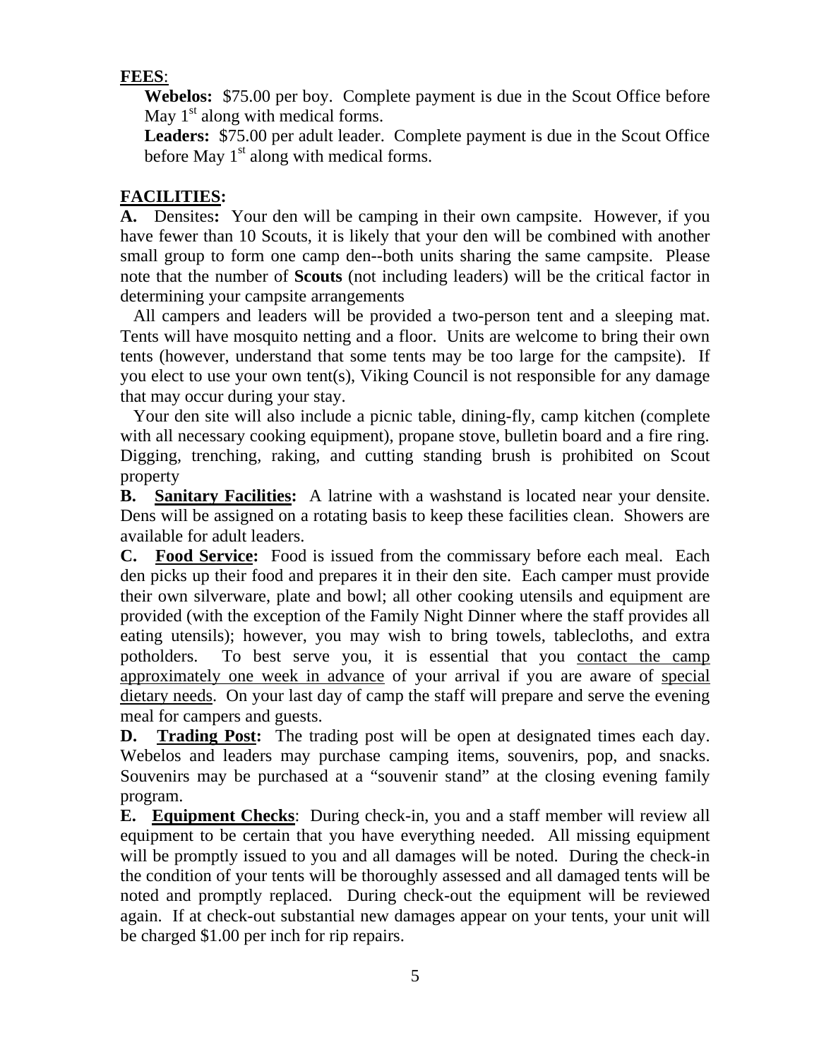**FEES**:

**Webelos:** $75.00 per boy. Complete payment is due in the Scout Office before May 1st along with medical forms.

**Leaders:** $75.00 per adult leader. Complete payment is due in the Scout Office before May 1st along with medical forms.

**FACILITIES:**

**A.** Densites**:** Your den will be camping in their own campsite. However, if you have fewer than 10 Scouts, it is likely that your den will be combined with another small group to form one camp den--both units sharing the same campsite. Please note that the number of **Scouts** (not including leaders) will be the critical factor in determining your campsite arrangements

All campers and leaders will be provided a two-person tent and a sleeping mat. Tents will have mosquito netting and a floor. Units are welcome to bring their own tents (however, understand that some tents may be too large for the campsite). If you elect to use your own tent(s), Viking Council is not responsible for any damage that may occur during your stay.

Your den site will also include a picnic table, dining-fly, camp kitchen (complete with all necessary cooking equipment), propane stove, bulletin board and a fire ring. Digging, trenching, raking, and cutting standing brush is prohibited on Scout property

**B. Sanitary Facilities:** A latrine with a washstand is located near your densite. Dens will be assigned on a rotating basis to keep these facilities clean. Showers are available for adult leaders.

**C. Food Service:** Food is issued from the commissary before each meal. Each den picks up their food and prepares it in their den site. Each camper must provide their own silverware, plate and bowl; all other cooking utensils and equipment are provided (with the exception of the Family Night Dinner where the staff provides all eating utensils); however, you may wish to bring towels, tablecloths, and extra potholders. To best serve you, it is essential that you contact the camp approximately one week in advance of your arrival if you are aware of special dietary needs. On your last day of camp the staff will prepare and serve the evening meal for campers and guests.

**D. Trading Post:** The trading post will be open at designated times each day. Webelos and leaders may purchase camping items, souvenirs, pop, and snacks. Souvenirs may be purchased at a "souvenir stand" at the closing evening family program.

**E. Equipment Checks**: During check-in, you and a staff member will review all equipment to be certain that you have everything needed. All missing equipment will be promptly issued to you and all damages will be noted. During the check-in the condition of your tents will be thoroughly assessed and all damaged tents will be noted and promptly replaced. During check-out the equipment will be reviewed again. If at check-out substantial new damages appear on your tents, your unit will be charged $1.00 per inch for rip repairs.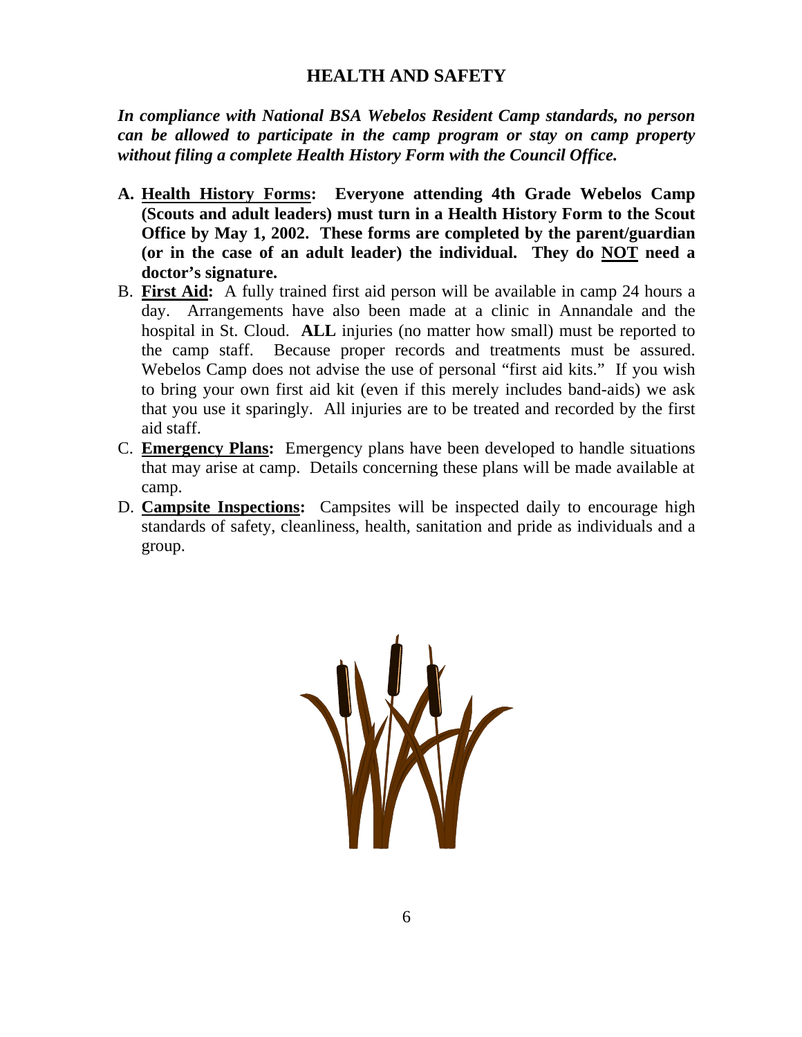## HEALTH AND SAFETY

***In compliance with National BSA Webelos Resident Camp standards, no person can be allowed to participate in the camp program or stay on camp property without filing a complete Health History Form with the Council Office.***

A. **Health History Forms: Everyone attending 4th Grade Webelos Camp (Scouts and adult leaders) must turn in a Health History Form to the Scout Office by May 1, 2002. These forms are completed by the parent/guardian (or in the case of an adult leader) the individual. They do NOT need a doctor's signature.**
B. **First Aid:** A fully trained first aid person will be available in camp 24 hours a day. Arrangements have also been made at a clinic in Annandale and the hospital in St. Cloud. **ALL** injuries (no matter how small) must be reported to the camp staff. Because proper records and treatments must be assured. Webelos Camp does not advise the use of personal "first aid kits." If you wish to bring your own first aid kit (even if this merely includes band-aids) we ask that you use it sparingly. All injuries are to be treated and recorded by the first aid staff.
C. **Emergency Plans:** Emergency plans have been developed to handle situations that may arise at camp. Details concerning these plans will be made available at camp.
D. **Campsite Inspections:** Campsites will be inspected daily to encourage high standards of safety, cleanliness, health, sanitation and pride as individuals and a group.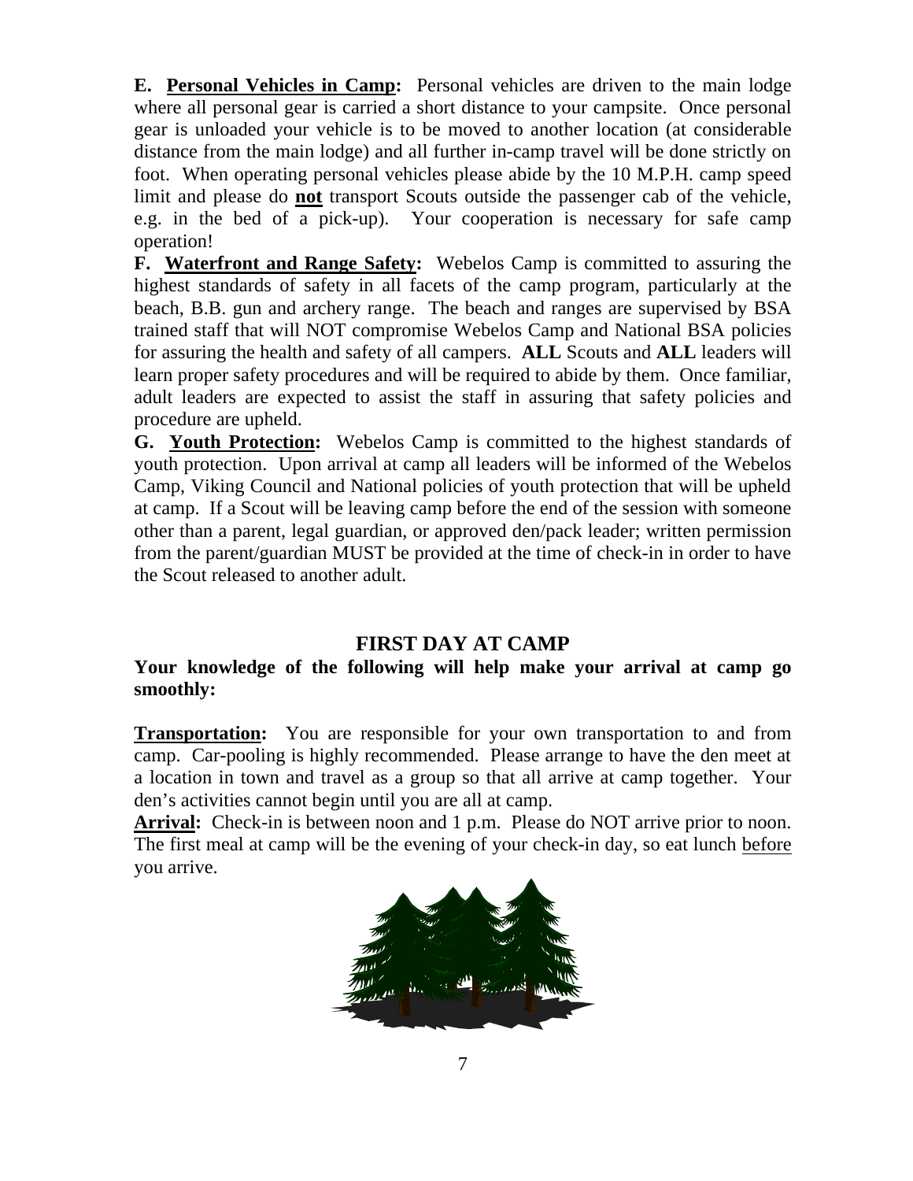**E. <u>Personal Vehicles in Camp</u>:** Personal vehicles are driven to the main lodge where all personal gear is carried a short distance to your campsite. Once personal gear is unloaded your vehicle is to be moved to another location (at considerable distance from the main lodge) and all further in-camp travel will be done strictly on foot. When operating personal vehicles please abide by the 10 M.P.H. camp speed limit and please do **<u>not</u>** transport Scouts outside the passenger cab of the vehicle, e.g. in the bed of a pick-up). Your cooperation is necessary for safe camp operation!

**F. <u>Waterfront and Range Safety</u>:** Webelos Camp is committed to assuring the highest standards of safety in all facets of the camp program, particularly at the beach, B.B. gun and archery range. The beach and ranges are supervised by BSA trained staff that will NOT compromise Webelos Camp and National BSA policies for assuring the health and safety of all campers. **ALL** Scouts and **ALL** leaders will learn proper safety procedures and will be required to abide by them. Once familiar, adult leaders are expected to assist the staff in assuring that safety policies and procedure are upheld.

**G. <u>Youth Protection</u>:** Webelos Camp is committed to the highest standards of youth protection. Upon arrival at camp all leaders will be informed of the Webelos Camp, Viking Council and National policies of youth protection that will be upheld at camp. If a Scout will be leaving camp before the end of the session with someone other than a parent, legal guardian, or approved den/pack leader; written permission from the parent/guardian MUST be provided at the time of check-in in order to have the Scout released to another adult.

## FIRST DAY AT CAMP

**Your knowledge of the following will help make your arrival at camp go smoothly:**

**<u>Transportation</u>:** You are responsible for your own transportation to and from camp. Car-pooling is highly recommended. Please arrange to have the den meet at a location in town and travel as a group so that all arrive at camp together. Your den's activities cannot begin until you are all at camp.

**<u>Arrival</u>:** Check-in is between noon and 1 p.m. Please do NOT arrive prior to noon. The first meal at camp will be the evening of your check-in day, so eat lunch <u>before</u> you arrive.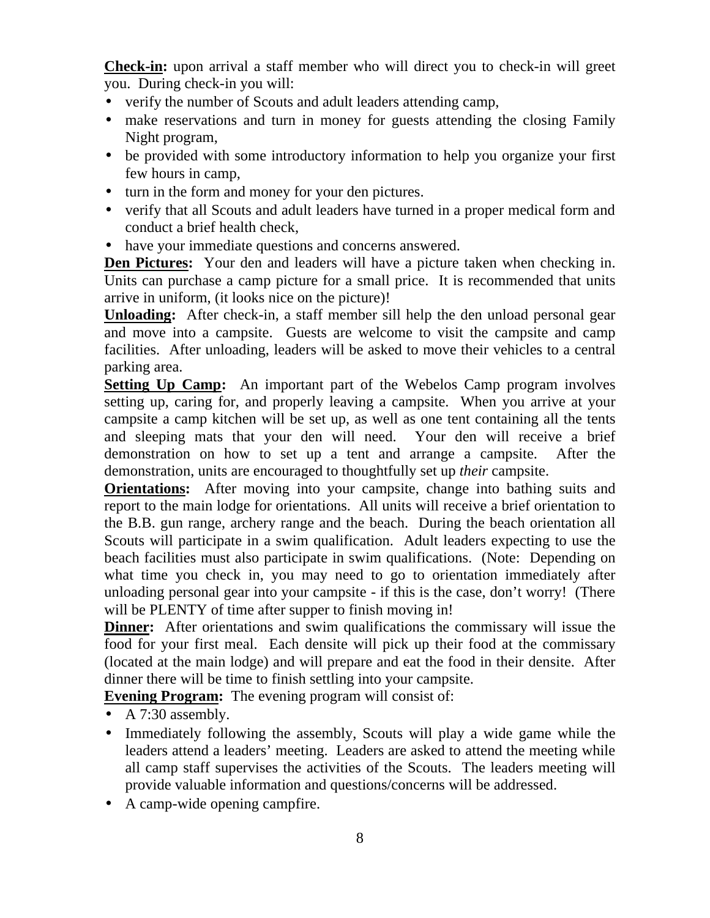**<u>Check-in</u>:** upon arrival a staff member who will direct you to check-in will greet you. During check-in you will:

- verify the number of Scouts and adult leaders attending camp,
- make reservations and turn in money for guests attending the closing Family Night program,
- be provided with some introductory information to help you organize your first few hours in camp,
- turn in the form and money for your den pictures.
- verify that all Scouts and adult leaders have turned in a proper medical form and conduct a brief health check,
- have your immediate questions and concerns answered.

**<u>Den Pictures</u>:** Your den and leaders will have a picture taken when checking in. Units can purchase a camp picture for a small price. It is recommended that units arrive in uniform, (it looks nice on the picture)!

**<u>Unloading</u>:** After check-in, a staff member sill help the den unload personal gear and move into a campsite. Guests are welcome to visit the campsite and camp facilities. After unloading, leaders will be asked to move their vehicles to a central parking area.

**<u>Setting Up Camp</u>:** An important part of the Webelos Camp program involves setting up, caring for, and properly leaving a campsite. When you arrive at your campsite a camp kitchen will be set up, as well as one tent containing all the tents and sleeping mats that your den will need. Your den will receive a brief demonstration on how to set up a tent and arrange a campsite. After the demonstration, units are encouraged to thoughtfully set up *their* campsite.

**<u>Orientations</u>:** After moving into your campsite, change into bathing suits and report to the main lodge for orientations. All units will receive a brief orientation to the B.B. gun range, archery range and the beach. During the beach orientation all Scouts will participate in a swim qualification. Adult leaders expecting to use the beach facilities must also participate in swim qualifications. (Note: Depending on what time you check in, you may need to go to orientation immediately after unloading personal gear into your campsite - if this is the case, don't worry! (There will be PLENTY of time after supper to finish moving in!

**<u>Dinner</u>:** After orientations and swim qualifications the commissary will issue the food for your first meal. Each densite will pick up their food at the commissary (located at the main lodge) and will prepare and eat the food in their densite. After dinner there will be time to finish settling into your campsite.

**<u>Evening Program</u>:** The evening program will consist of:

- A 7:30 assembly.
- Immediately following the assembly, Scouts will play a wide game while the leaders attend a leaders' meeting. Leaders are asked to attend the meeting while all camp staff supervises the activities of the Scouts. The leaders meeting will provide valuable information and questions/concerns will be addressed.
- A camp-wide opening campfire.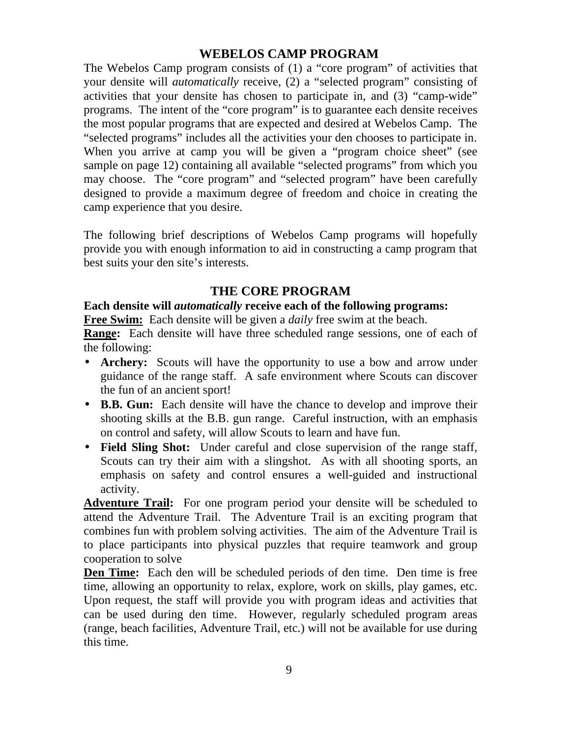## WEBELOS CAMP PROGRAM

The Webelos Camp program consists of (1) a "core program" of activities that your densite will *automatically* receive, (2) a "selected program" consisting of activities that your densite has chosen to participate in, and (3) "camp-wide" programs. The intent of the "core program" is to guarantee each densite receives the most popular programs that are expected and desired at Webelos Camp. The "selected programs" includes all the activities your den chooses to participate in. When you arrive at camp you will be given a "program choice sheet" (see sample on page 12) containing all available "selected programs" from which you may choose. The "core program" and "selected program" have been carefully designed to provide a maximum degree of freedom and choice in creating the camp experience that you desire.

The following brief descriptions of Webelos Camp programs will hopefully provide you with enough information to aid in constructing a camp program that best suits your den site's interests.

## THE CORE PROGRAM

**Each densite will *automatically* receive each of the following programs:**

**Free Swim:** Each densite will be given a *daily* free swim at the beach.

**Range:** Each densite will have three scheduled range sessions, one of each of the following:

- **Archery:** Scouts will have the opportunity to use a bow and arrow under guidance of the range staff. A safe environment where Scouts can discover the fun of an ancient sport!
- **B.B. Gun:** Each densite will have the chance to develop and improve their shooting skills at the B.B. gun range. Careful instruction, with an emphasis on control and safety, will allow Scouts to learn and have fun.
- **Field Sling Shot:** Under careful and close supervision of the range staff, Scouts can try their aim with a slingshot. As with all shooting sports, an emphasis on safety and control ensures a well-guided and instructional activity.

**Adventure Trail:** For one program period your densite will be scheduled to attend the Adventure Trail. The Adventure Trail is an exciting program that combines fun with problem solving activities. The aim of the Adventure Trail is to place participants into physical puzzles that require teamwork and group cooperation to solve

**Den Time:** Each den will be scheduled periods of den time. Den time is free time, allowing an opportunity to relax, explore, work on skills, play games, etc. Upon request, the staff will provide you with program ideas and activities that can be used during den time. However, regularly scheduled program areas (range, beach facilities, Adventure Trail, etc.) will not be available for use during this time.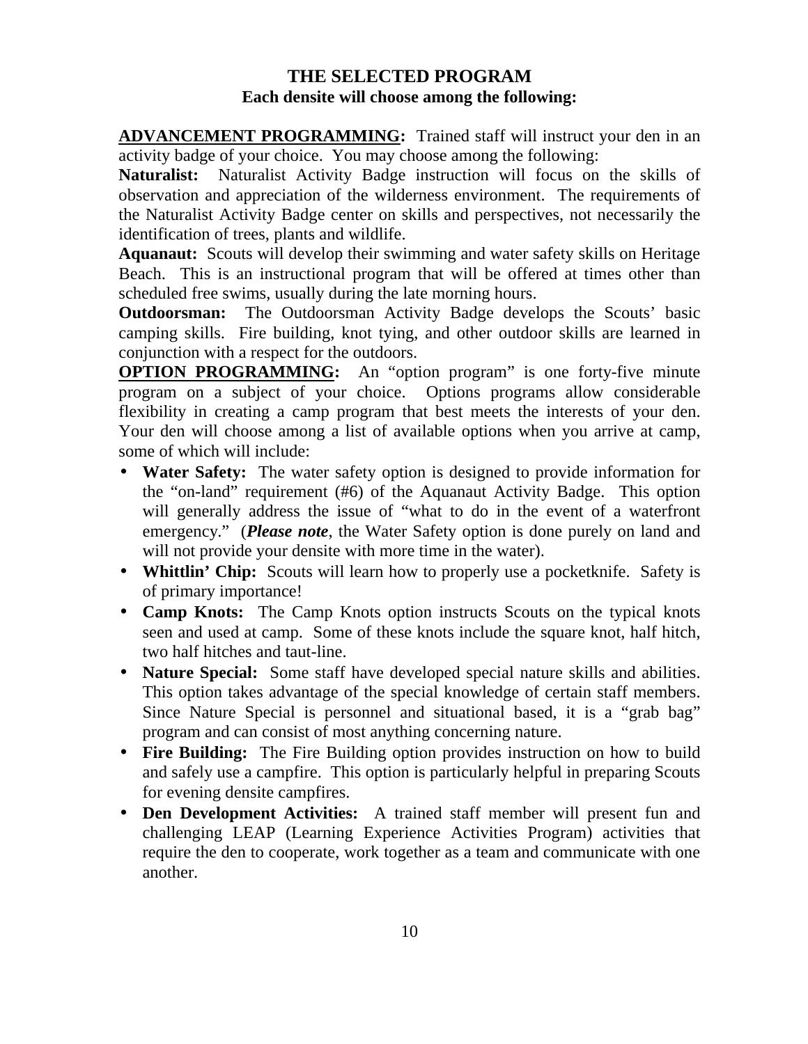## THE SELECTED PROGRAM

### Each densite will choose among the following:

**ADVANCEMENT PROGRAMMING:** Trained staff will instruct your den in an activity badge of your choice. You may choose among the following:

**Naturalist:** Naturalist Activity Badge instruction will focus on the skills of observation and appreciation of the wilderness environment. The requirements of the Naturalist Activity Badge center on skills and perspectives, not necessarily the identification of trees, plants and wildlife.

**Aquanaut:** Scouts will develop their swimming and water safety skills on Heritage Beach. This is an instructional program that will be offered at times other than scheduled free swims, usually during the late morning hours.

**Outdoorsman:** The Outdoorsman Activity Badge develops the Scouts' basic camping skills. Fire building, knot tying, and other outdoor skills are learned in conjunction with a respect for the outdoors.

**OPTION PROGRAMMING:** An "option program" is one forty-five minute program on a subject of your choice. Options programs allow considerable flexibility in creating a camp program that best meets the interests of your den. Your den will choose among a list of available options when you arrive at camp, some of which will include:

- **Water Safety:** The water safety option is designed to provide information for the "on-land" requirement (#6) of the Aquanaut Activity Badge. This option will generally address the issue of "what to do in the event of a waterfront emergency." (***Please note***, the Water Safety option is done purely on land and will not provide your densite with more time in the water).
- **Whittlin' Chip:** Scouts will learn how to properly use a pocketknife. Safety is of primary importance!
- **Camp Knots:** The Camp Knots option instructs Scouts on the typical knots seen and used at camp. Some of these knots include the square knot, half hitch, two half hitches and taut-line.
- **Nature Special:** Some staff have developed special nature skills and abilities. This option takes advantage of the special knowledge of certain staff members. Since Nature Special is personnel and situational based, it is a "grab bag" program and can consist of most anything concerning nature.
- **Fire Building:** The Fire Building option provides instruction on how to build and safely use a campfire. This option is particularly helpful in preparing Scouts for evening densite campfires.
- **Den Development Activities:** A trained staff member will present fun and challenging LEAP (Learning Experience Activities Program) activities that require the den to cooperate, work together as a team and communicate with one another.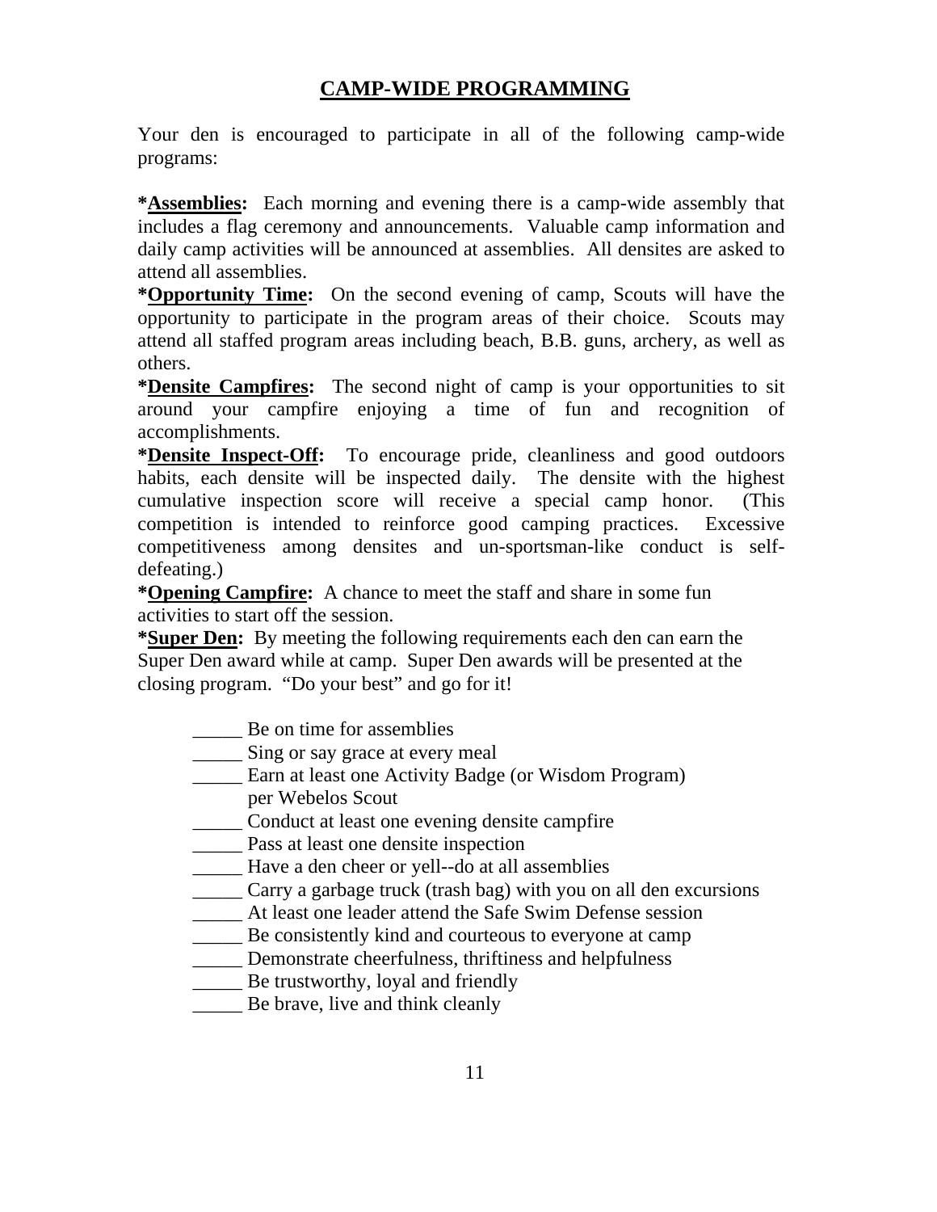# CAMP-WIDE PROGRAMMING

Your den is encouraged to participate in all of the following camp-wide programs:

***Assemblies:** Each morning and evening there is a camp-wide assembly that includes a flag ceremony and announcements. Valuable camp information and daily camp activities will be announced at assemblies. All densites are asked to attend all assemblies.

***Opportunity Time:** On the second evening of camp, Scouts will have the opportunity to participate in the program areas of their choice. Scouts may attend all staffed program areas including beach, B.B. guns, archery, as well as others.

***Densite Campfires:** The second night of camp is your opportunities to sit around your campfire enjoying a time of fun and recognition of accomplishments.

***Densite Inspect-Off:** To encourage pride, cleanliness and good outdoors habits, each densite will be inspected daily. The densite with the highest cumulative inspection score will receive a special camp honor. (This competition is intended to reinforce good camping practices. Excessive competitiveness among densites and un-sportsman-like conduct is self-defeating.)

***Opening Campfire:** A chance to meet the staff and share in some fun activities to start off the session.

***Super Den:** By meeting the following requirements each den can earn the Super Den award while at camp. Super Den awards will be presented at the closing program. "Do your best" and go for it!

- _____ Be on time for assemblies
- _____ Sing or say grace at every meal
- _____ Earn at least one Activity Badge (or Wisdom Program) per Webelos Scout
- _____ Conduct at least one evening densite campfire
- _____ Pass at least one densite inspection
- _____ Have a den cheer or yell--do at all assemblies
- _____ Carry a garbage truck (trash bag) with you on all den excursions
- _____ At least one leader attend the Safe Swim Defense session
- _____ Be consistently kind and courteous to everyone at camp
- _____ Demonstrate cheerfulness, thriftiness and helpfulness
- _____ Be trustworthy, loyal and friendly
- _____ Be brave, live and think cleanly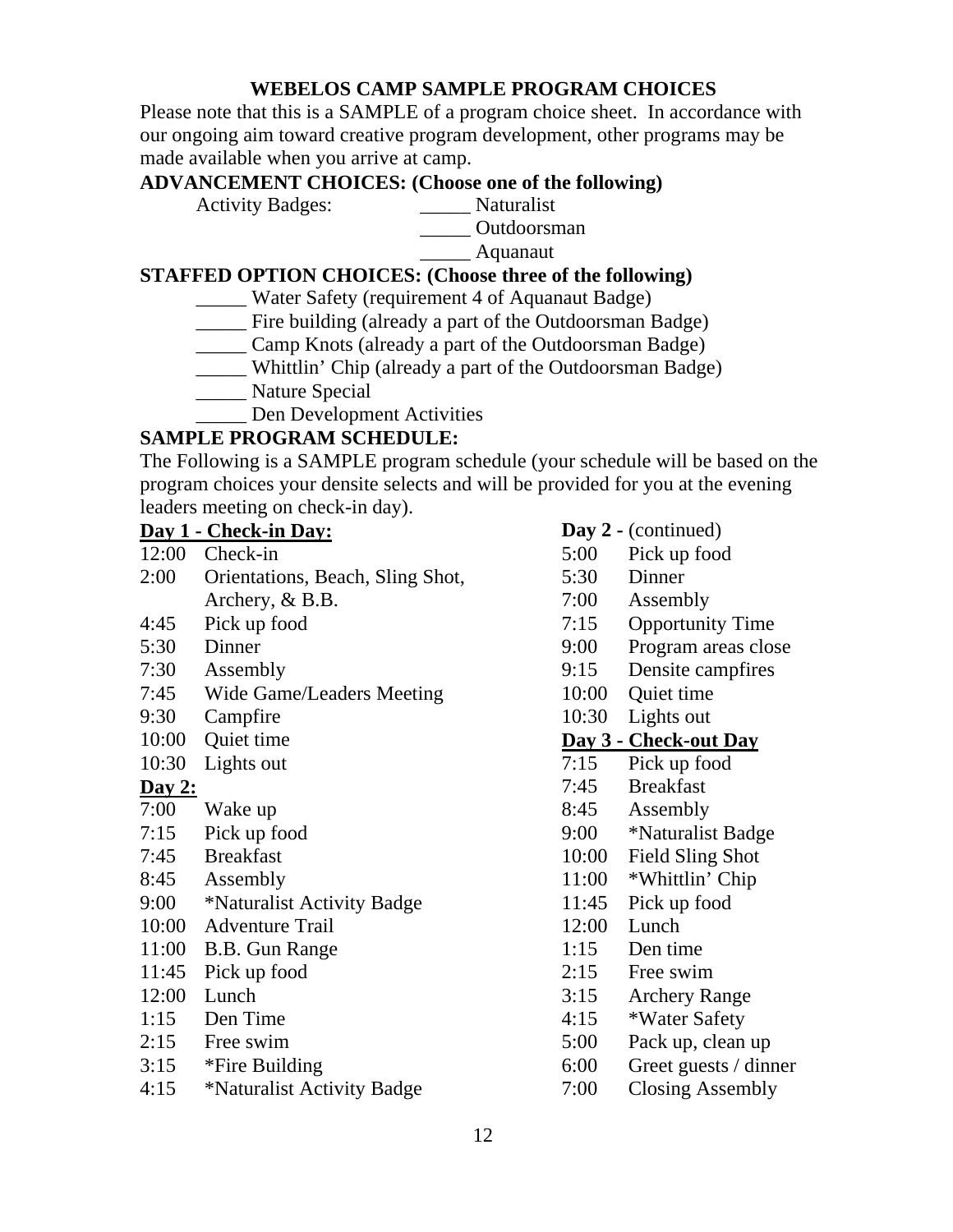## WEBELOS CAMP SAMPLE PROGRAM CHOICES

Please note that this is a SAMPLE of a program choice sheet. In accordance with our ongoing aim toward creative program development, other programs may be made available when you arrive at camp.

### ADVANCEMENT CHOICES: (Choose one of the following)

Activity Badges:
- _____ Naturalist
- _____ Outdoorsman
- _____ Aquanaut

### STAFFED OPTION CHOICES: (Choose three of the following)

- _____ Water Safety (requirement 4 of Aquanaut Badge)
- _____ Fire building (already a part of the Outdoorsman Badge)
- _____ Camp Knots (already a part of the Outdoorsman Badge)
- _____ Whittlin' Chip (already a part of the Outdoorsman Badge)
- _____ Nature Special
- _____ Den Development Activities

### SAMPLE PROGRAM SCHEDULE:

The Following is a SAMPLE program schedule (your schedule will be based on the program choices your densite selects and will be provided for you at the evening leaders meeting on check-in day).

**Day 1 - Check-in Day:**

| | |
|---|---|
| 12:00 | Check-in |
| 2:00 | Orientations, Beach, Sling Shot, Archery, & B.B. |
| 4:45 | Pick up food |
| 5:30 | Dinner |
| 7:30 | Assembly |
| 7:45 | Wide Game/Leaders Meeting |
| 9:30 | Campfire |
| 10:00 | Quiet time |
| 10:30 | Lights out |

**Day 2:**

| | |
|---|---|
| 7:00 | Wake up |
| 7:15 | Pick up food |
| 7:45 | Breakfast |
| 8:45 | Assembly |
| 9:00 | *Naturalist Activity Badge |
| 10:00 | Adventure Trail |
| 11:00 | B.B. Gun Range |
| 11:45 | Pick up food |
| 12:00 | Lunch |
| 1:15 | Den Time |
| 2:15 | Free swim |
| 3:15 | *Fire Building |
| 4:15 | *Naturalist Activity Badge |

**Day 2 -** (continued)

| | |
|---|---|
| 5:00 | Pick up food |
| 5:30 | Dinner |
| 7:00 | Assembly |
| 7:15 | Opportunity Time |
| 9:00 | Program areas close |
| 9:15 | Densite campfires |
| 10:00 | Quiet time |
| 10:30 | Lights out |

**Day 3 - Check-out Day**

| | |
|---|---|
| 7:15 | Pick up food |
| 7:45 | Breakfast |
| 8:45 | Assembly |
| 9:00 | *Naturalist Badge |
| 10:00 | Field Sling Shot |
| 11:00 | *Whittlin' Chip |
| 11:45 | Pick up food |
| 12:00 | Lunch |
| 1:15 | Den time |
| 2:15 | Free swim |
| 3:15 | Archery Range |
| 4:15 | *Water Safety |
| 5:00 | Pack up, clean up |
| 6:00 | Greet guests / dinner |
| 7:00 | Closing Assembly |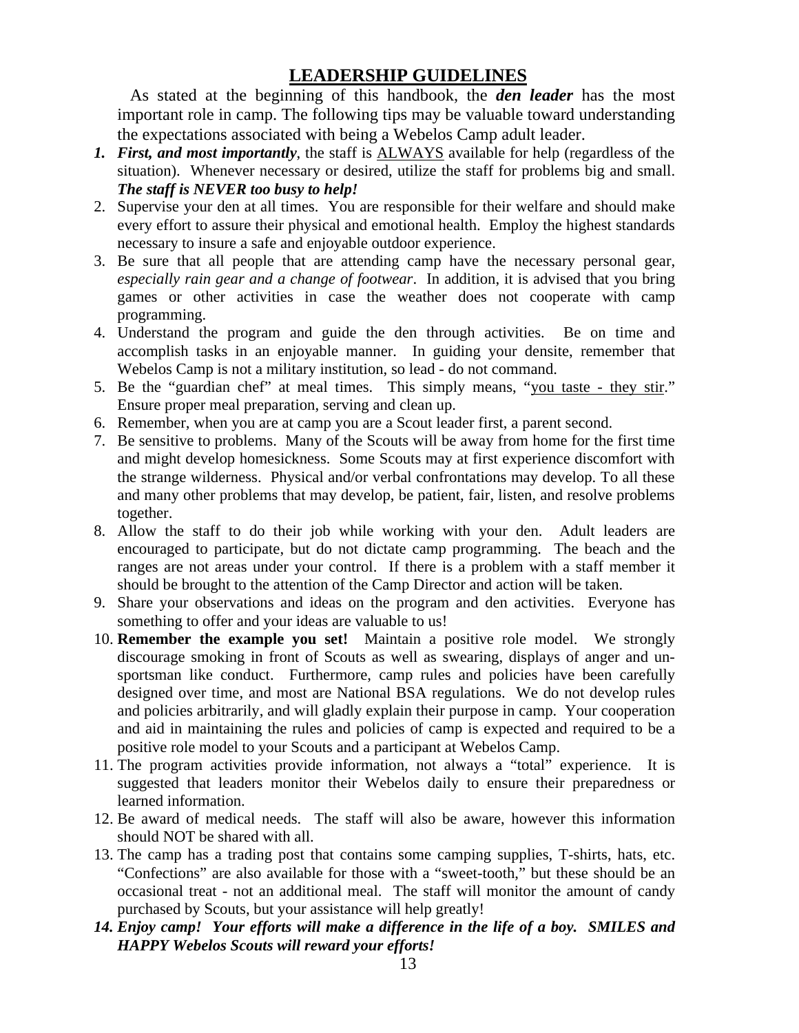# LEADERSHIP GUIDELINES

As stated at the beginning of this handbook, the ***den leader*** has the most important role in camp. The following tips may be valuable toward understanding the expectations associated with being a Webelos Camp adult leader.

1. ***First, and most importantly***, the staff is ALWAYS available for help (regardless of the situation). Whenever necessary or desired, utilize the staff for problems big and small. ***The staff is NEVER too busy to help!***
2. Supervise your den at all times. You are responsible for their welfare and should make every effort to assure their physical and emotional health. Employ the highest standards necessary to insure a safe and enjoyable outdoor experience.
3. Be sure that all people that are attending camp have the necessary personal gear, *especially rain gear and a change of footwear*. In addition, it is advised that you bring games or other activities in case the weather does not cooperate with camp programming.
4. Understand the program and guide the den through activities. Be on time and accomplish tasks in an enjoyable manner. In guiding your densite, remember that Webelos Camp is not a military institution, so lead - do not command.
5. Be the "guardian chef" at meal times. This simply means, "you taste - they stir." Ensure proper meal preparation, serving and clean up.
6. Remember, when you are at camp you are a Scout leader first, a parent second.
7. Be sensitive to problems. Many of the Scouts will be away from home for the first time and might develop homesickness. Some Scouts may at first experience discomfort with the strange wilderness. Physical and/or verbal confrontations may develop. To all these and many other problems that may develop, be patient, fair, listen, and resolve problems together.
8. Allow the staff to do their job while working with your den. Adult leaders are encouraged to participate, but do not dictate camp programming. The beach and the ranges are not areas under your control. If there is a problem with a staff member it should be brought to the attention of the Camp Director and action will be taken.
9. Share your observations and ideas on the program and den activities. Everyone has something to offer and your ideas are valuable to us!
10. **Remember the example you set!** Maintain a positive role model. We strongly discourage smoking in front of Scouts as well as swearing, displays of anger and un-sportsman like conduct. Furthermore, camp rules and policies have been carefully designed over time, and most are National BSA regulations. We do not develop rules and policies arbitrarily, and will gladly explain their purpose in camp. Your cooperation and aid in maintaining the rules and policies of camp is expected and required to be a positive role model to your Scouts and a participant at Webelos Camp.
11. The program activities provide information, not always a "total" experience. It is suggested that leaders monitor their Webelos daily to ensure their preparedness or learned information.
12. Be award of medical needs. The staff will also be aware, however this information should NOT be shared with all.
13. The camp has a trading post that contains some camping supplies, T-shirts, hats, etc. "Confections" are also available for those with a "sweet-tooth," but these should be an occasional treat - not an additional meal. The staff will monitor the amount of candy purchased by Scouts, but your assistance will help greatly!
14. ***Enjoy camp! Your efforts will make a difference in the life of a boy. SMILES and HAPPY Webelos Scouts will reward your efforts!***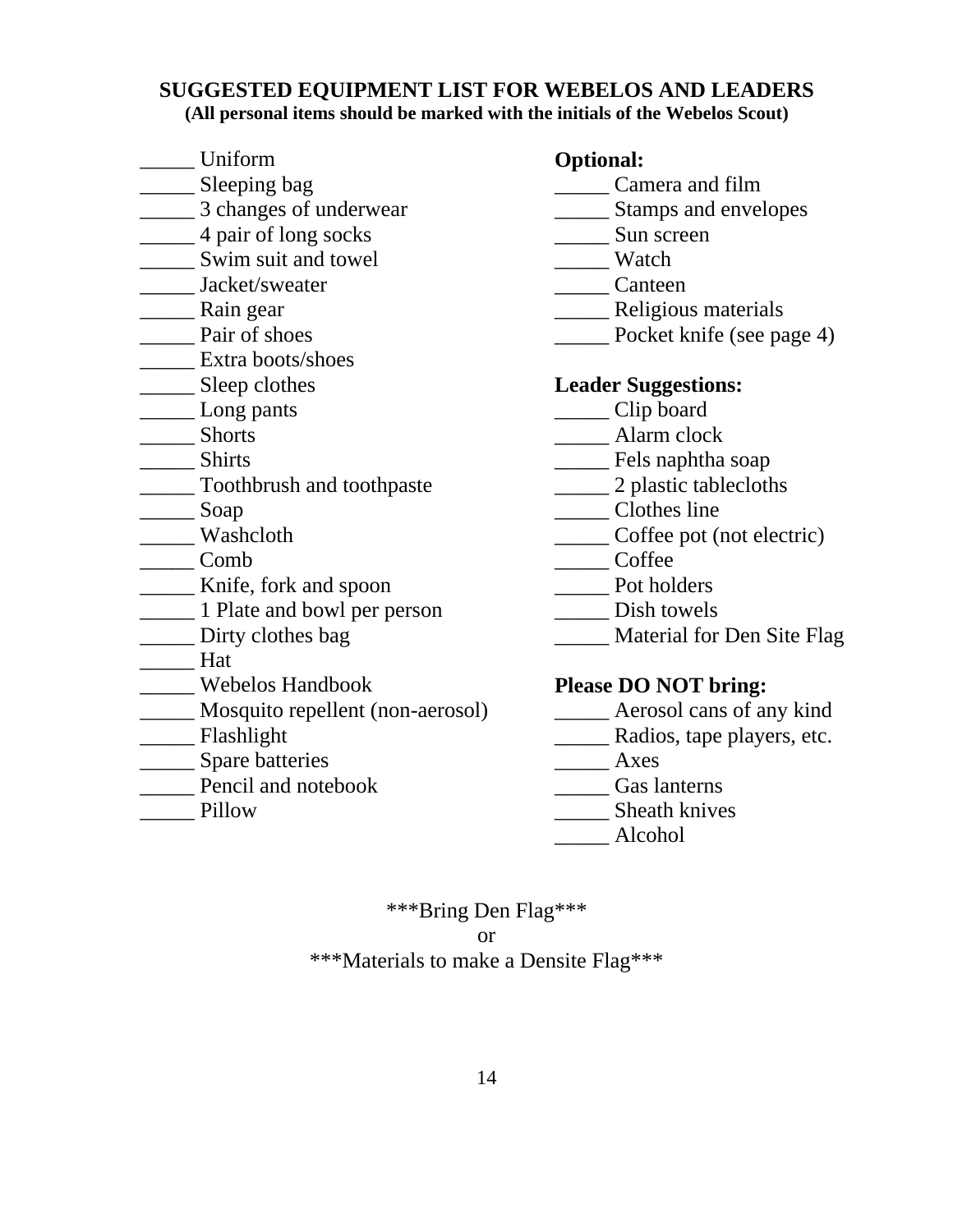## SUGGESTED EQUIPMENT LIST FOR WEBELOS AND LEADERS

**(All personal items should be marked with the initials of the Webelos Scout)**

_____ Uniform
_____ Sleeping bag
_____ 3 changes of underwear
_____ 4 pair of long socks
_____ Swim suit and towel
_____ Jacket/sweater
_____ Rain gear
_____ Pair of shoes
_____ Extra boots/shoes
_____ Sleep clothes
_____ Long pants
_____ Shorts
_____ Shirts
_____ Toothbrush and toothpaste
_____ Soap
_____ Washcloth
_____ Comb
_____ Knife, fork and spoon
_____ 1 Plate and bowl per person
_____ Dirty clothes bag
_____ Hat
_____ Webelos Handbook
_____ Mosquito repellent (non-aerosol)
_____ Flashlight
_____ Spare batteries
_____ Pencil and notebook
_____ Pillow

**Optional:**

_____ Camera and film
_____ Stamps and envelopes
_____ Sun screen
_____ Watch
_____ Canteen
_____ Religious materials
_____ Pocket knife (see page 4)

**Leader Suggestions:**

_____ Clip board
_____ Alarm clock
_____ Fels naphtha soap
_____ 2 plastic tablecloths
_____ Clothes line
_____ Coffee pot (not electric)
_____ Coffee
_____ Pot holders
_____ Dish towels
_____ Material for Den Site Flag

**Please DO NOT bring:**

_____ Aerosol cans of any kind
_____ Radios, tape players, etc.
_____ Axes
_____ Gas lanterns
_____ Sheath knives
_____ Alcohol

***Bring Den Flag***
or
***Materials to make a Densite Flag***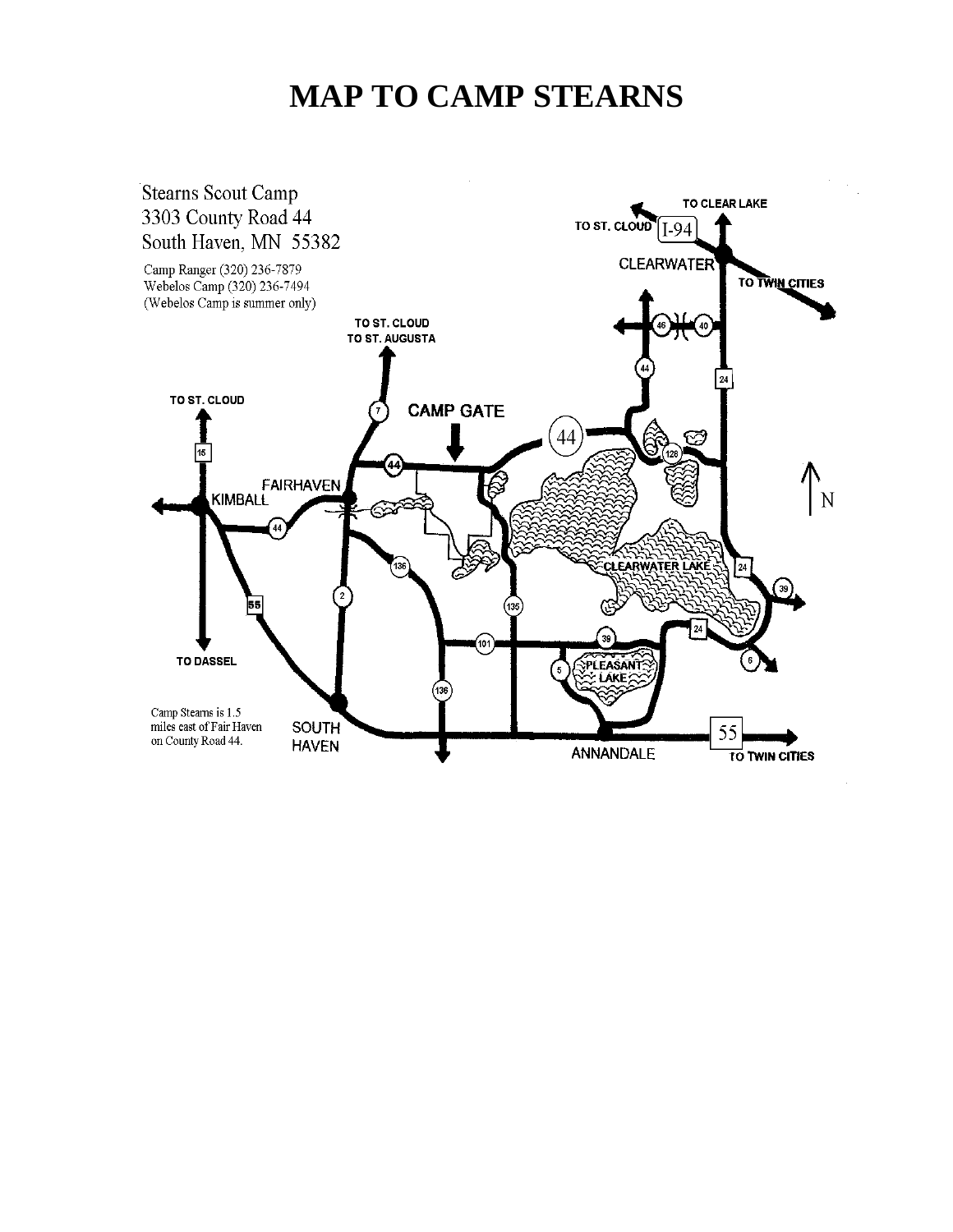# MAP TO CAMP STEARNS

Stearns Scout Camp
3303 County Road 44
South Haven, MN 55382

Camp Ranger (320) 236-7879
Webelos Camp (320) 236-7494
(Webelos Camp is summer only)

TO ST. CLOUD
TO ST. AUGUSTA

TO CLEAR LAKE
TO ST. CLOUD
I-94
CLEARWATER
TO TWIN CITIES

TO ST. CLOUD
CAMP GATE
44
KIMBALL
FAIRHAVEN
N
CLEARWATER LAKE
PLEASANT LAKE
TO DASSEL
SOUTH HAVEN
ANNANDALE
55
TO TWIN CITIES

15 7 44 46 40 24 128 2 136 135 101 39 5 6 55

Camp Stearns is 1.5 miles east of Fair Haven on County Road 44.